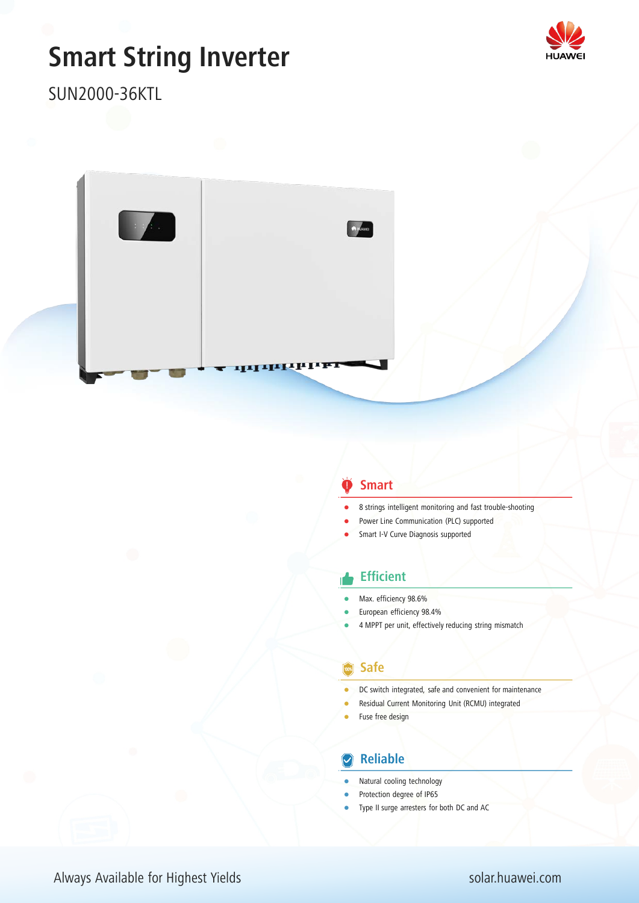# Smart String Inverter

SUN2000-36KTL

## Smart

- 8 strings intelligent monitoring and fast trouble-shooting
- Power Line Communication (PLC) supported
- Smart I-V Curve Diagnosis supported

## Efficient

- Max. efficiency 98.6%
- European efficiency 98.4%
- 4 MPPT per unit, effectively reducing string mismatch

## Safe

- DC switch integrated, safe and convenient for maintenance
- Residual Current Monitoring Unit (RCMU) integrated
- Fuse free design

## Reliable

- Natural cooling technology
- Protection degree of IP65
- Type II surge arresters for both DC and AC

Always Available for Highest Yields

solar.huawei.com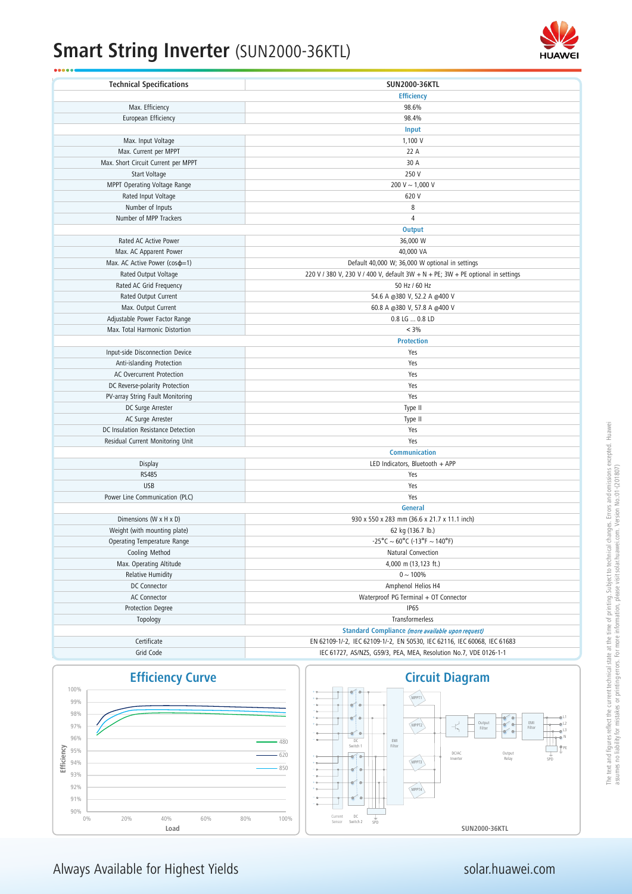# Smart String Inverter (SUN2000-36KTL)

| Technical Specifications | SUN2000-36KTL |
|---|---|
| **Efficiency** | |
| Max. Efficiency | 98.6% |
| European Efficiency | 98.4% |
| **Input** | |
| Max. Input Voltage | 1,100 V |
| Max. Current per MPPT | 22 A |
| Max. Short Circuit Current per MPPT | 30 A |
| Start Voltage | 250 V |
| MPPT Operating Voltage Range | 200 V ~ 1,000 V |
| Rated Input Voltage | 620 V |
| Number of Inputs | 8 |
| Number of MPP Trackers | 4 |
| **Output** | |
| Rated AC Active Power | 36,000 W |
| Max. AC Apparent Power | 40,000 VA |
| Max. AC Active Power (cosɸ=1) | Default 40,000 W; 36,000 W optional in settings |
| Rated Output Voltage | 220 V / 380 V, 230 V / 400 V, default 3W + N + PE; 3W + PE optional in settings |
| Rated AC Grid Frequency | 50 Hz / 60 Hz |
| Rated Output Current | 54.6 A @380 V, 52.2 A @400 V |
| Max. Output Current | 60.8 A @380 V, 57.8 A @400 V |
| Adjustable Power Factor Range | 0.8 LG ... 0.8 LD |
| Max. Total Harmonic Distortion | < 3% |
| **Protection** | |
| Input-side Disconnection Device | Yes |
| Anti-islanding Protection | Yes |
| AC Overcurrent Protection | Yes |
| DC Reverse-polarity Protection | Yes |
| PV-array String Fault Monitoring | Yes |
| DC Surge Arrester | Type II |
| AC Surge Arrester | Type II |
| DC Insulation Resistance Detection | Yes |
| Residual Current Monitoring Unit | Yes |
| **Communication** | |
| Display | LED Indicators, Bluetooth + APP |
| RS485 | Yes |
| USB | Yes |
| Power Line Communication (PLC) | Yes |
| **General** | |
| Dimensions (W x H x D) | 930 x 550 x 283 mm (36.6 x 21.7 x 11.1 inch) |
| Weight (with mounting plate) | 62 kg (136.7 lb.) |
| Operating Temperature Range | -25°C ~ 60°C (-13°F ~ 140°F) |
| Cooling Method | Natural Convection |
| Max. Operating Altitude | 4,000 m (13,123 ft.) |
| Relative Humidity | 0 ~ 100% |
| DC Connector | Amphenol Helios H4 |
| AC Connector | Waterproof PG Terminal + OT Connector |
| Protection Degree | IP65 |
| Topology | Transformerless |
| **Standard Compliance** *(more available upon request)* | |
| Certificate | EN 62109-1/-2, IEC 62109-1/-2, EN 50530, IEC 62116, IEC 60068, IEC 61683 |
| Grid Code | IEC 61727, AS/NZS, G59/3, PEA, MEA, Resolution No.7, VDE 0126-1-1 |

## Efficiency Curve

Efficiency
100%
99%
98%
97%
96%
95%
94%
93%
92%
91%
90%
0%
20%
40%
60%
80%
100%
Load
480
620
850

## Circuit Diagram

MPPT1
MPPT2
MPPT3
MPPT4
DC Switch 1
DC Switch 2
EMI Filter
DC/AC Inverter
Output Filter
Output Relay
EMI Filter
Current Sensor
SPD
L1
L2
L3
N
PE
SPD
SUN2000-36KTL

The text and figures reflect the current technical state at the time of printing. Subject to technical changes. Errors and omissions excepted. Huawei assumes no liability for mistakes or printing errors. For more information, please visit solar.huawei.com. Version No.:01-(20180?)

Always Available for Highest Yields

solar.huawei.com